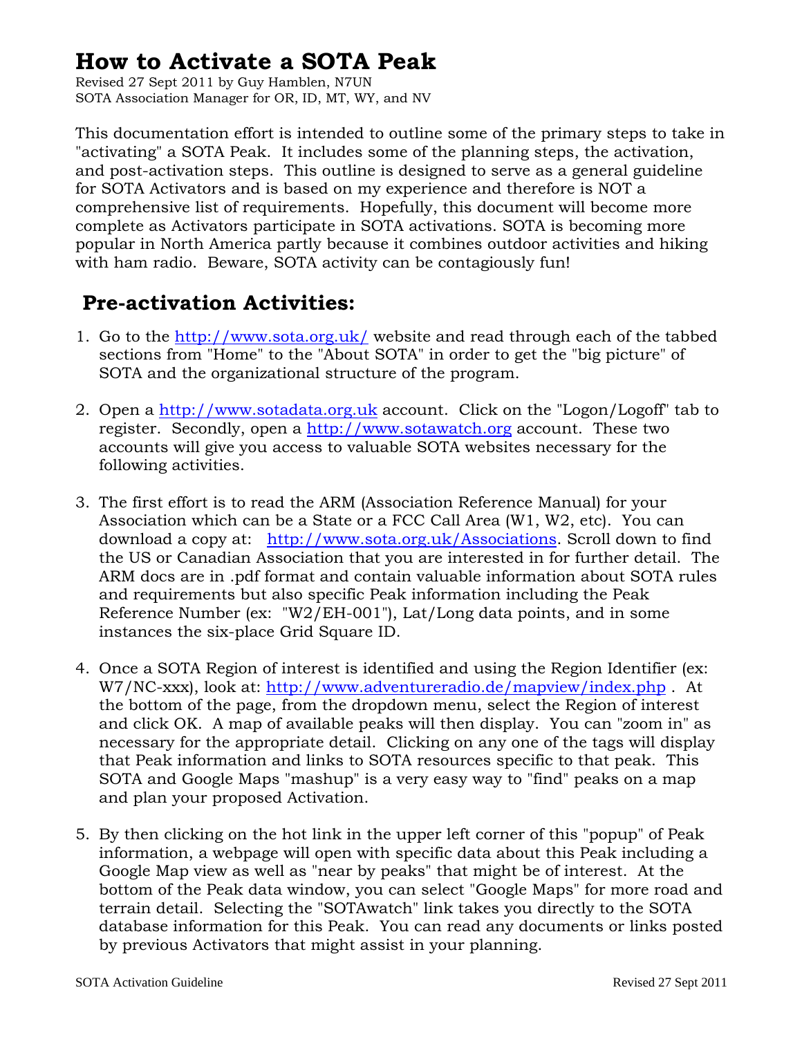# How to Activate a SOTA Peak

Revised 27 Sept 2011 by Guy Hamblen, N7UN
SOTA Association Manager for OR, ID, MT, WY, and NV

This documentation effort is intended to outline some of the primary steps to take in "activating" a SOTA Peak. It includes some of the planning steps, the activation, and post-activation steps. This outline is designed to serve as a general guideline for SOTA Activators and is based on my experience and therefore is NOT a comprehensive list of requirements. Hopefully, this document will become more complete as Activators participate in SOTA activations. SOTA is becoming more popular in North America partly because it combines outdoor activities and hiking with ham radio. Beware, SOTA activity can be contagiously fun!

## Pre-activation Activities:

1. Go to the http://www.sota.org.uk/ website and read through each of the tabbed sections from "Home" to the "About SOTA" in order to get the "big picture" of SOTA and the organizational structure of the program.

2. Open a http://www.sotadata.org.uk account. Click on the "Logon/Logoff" tab to register. Secondly, open a http://www.sotawatch.org account. These two accounts will give you access to valuable SOTA websites necessary for the following activities.

3. The first effort is to read the ARM (Association Reference Manual) for your Association which can be a State or a FCC Call Area (W1, W2, etc). You can download a copy at: http://www.sota.org.uk/Associations. Scroll down to find the US or Canadian Association that you are interested in for further detail. The ARM docs are in .pdf format and contain valuable information about SOTA rules and requirements but also specific Peak information including the Peak Reference Number (ex: "W2/EH-001"), Lat/Long data points, and in some instances the six-place Grid Square ID.

4. Once a SOTA Region of interest is identified and using the Region Identifier (ex: W7/NC-xxx), look at: http://www.adventureradio.de/mapview/index.php . At the bottom of the page, from the dropdown menu, select the Region of interest and click OK. A map of available peaks will then display. You can "zoom in" as necessary for the appropriate detail. Clicking on any one of the tags will display that Peak information and links to SOTA resources specific to that peak. This SOTA and Google Maps "mashup" is a very easy way to "find" peaks on a map and plan your proposed Activation.

5. By then clicking on the hot link in the upper left corner of this "popup" of Peak information, a webpage will open with specific data about this Peak including a Google Map view as well as "near by peaks" that might be of interest. At the bottom of the Peak data window, you can select "Google Maps" for more road and terrain detail. Selecting the "SOTAwatch" link takes you directly to the SOTA database information for this Peak. You can read any documents or links posted by previous Activators that might assist in your planning.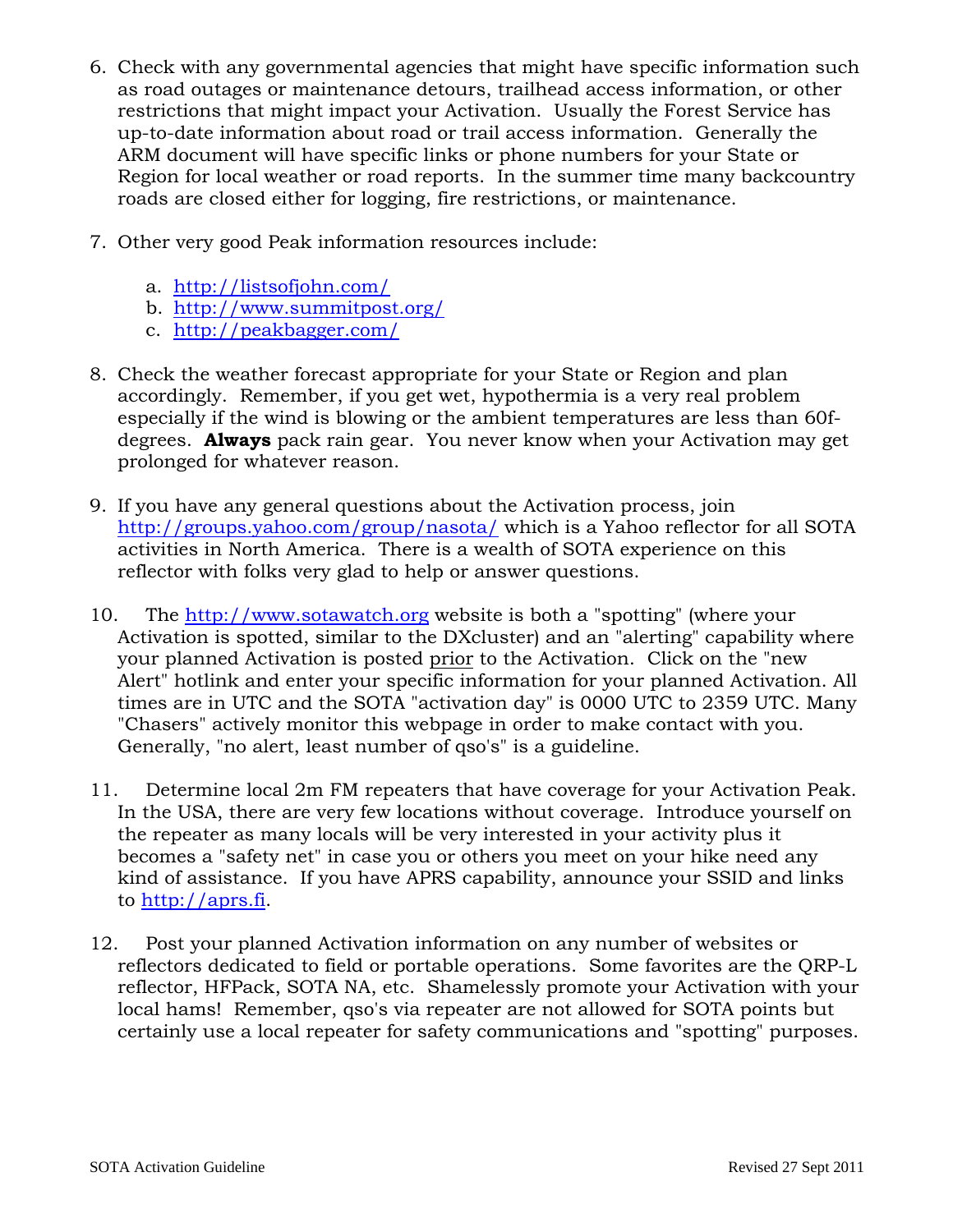6. Check with any governmental agencies that might have specific information such as road outages or maintenance detours, trailhead access information, or other restrictions that might impact your Activation. Usually the Forest Service has up-to-date information about road or trail access information. Generally the ARM document will have specific links or phone numbers for your State or Region for local weather or road reports. In the summer time many backcountry roads are closed either for logging, fire restrictions, or maintenance.

7. Other very good Peak information resources include:

   a. http://listsofjohn.com/
   b. http://www.summitpost.org/
   c. http://peakbagger.com/

8. Check the weather forecast appropriate for your State or Region and plan accordingly. Remember, if you get wet, hypothermia is a very real problem especially if the wind is blowing or the ambient temperatures are less than 60f-degrees. **Always** pack rain gear. You never know when your Activation may get prolonged for whatever reason.

9. If you have any general questions about the Activation process, join http://groups.yahoo.com/group/nasota/ which is a Yahoo reflector for all SOTA activities in North America. There is a wealth of SOTA experience on this reflector with folks very glad to help or answer questions.

10. The http://www.sotawatch.org website is both a "spotting" (where your Activation is spotted, similar to the DXcluster) and an "alerting" capability where your planned Activation is posted <u>prior</u> to the Activation. Click on the "new Alert" hotlink and enter your specific information for your planned Activation. All times are in UTC and the SOTA "activation day" is 0000 UTC to 2359 UTC. Many "Chasers" actively monitor this webpage in order to make contact with you. Generally, "no alert, least number of qso's" is a guideline.

11. Determine local 2m FM repeaters that have coverage for your Activation Peak. In the USA, there are very few locations without coverage. Introduce yourself on the repeater as many locals will be very interested in your activity plus it becomes a "safety net" in case you or others you meet on your hike need any kind of assistance. If you have APRS capability, announce your SSID and links to http://aprs.fi.

12. Post your planned Activation information on any number of websites or reflectors dedicated to field or portable operations. Some favorites are the QRP-L reflector, HFPack, SOTA NA, etc. Shamelessly promote your Activation with your local hams! Remember, qso's via repeater are not allowed for SOTA points but certainly use a local repeater for safety communications and "spotting" purposes.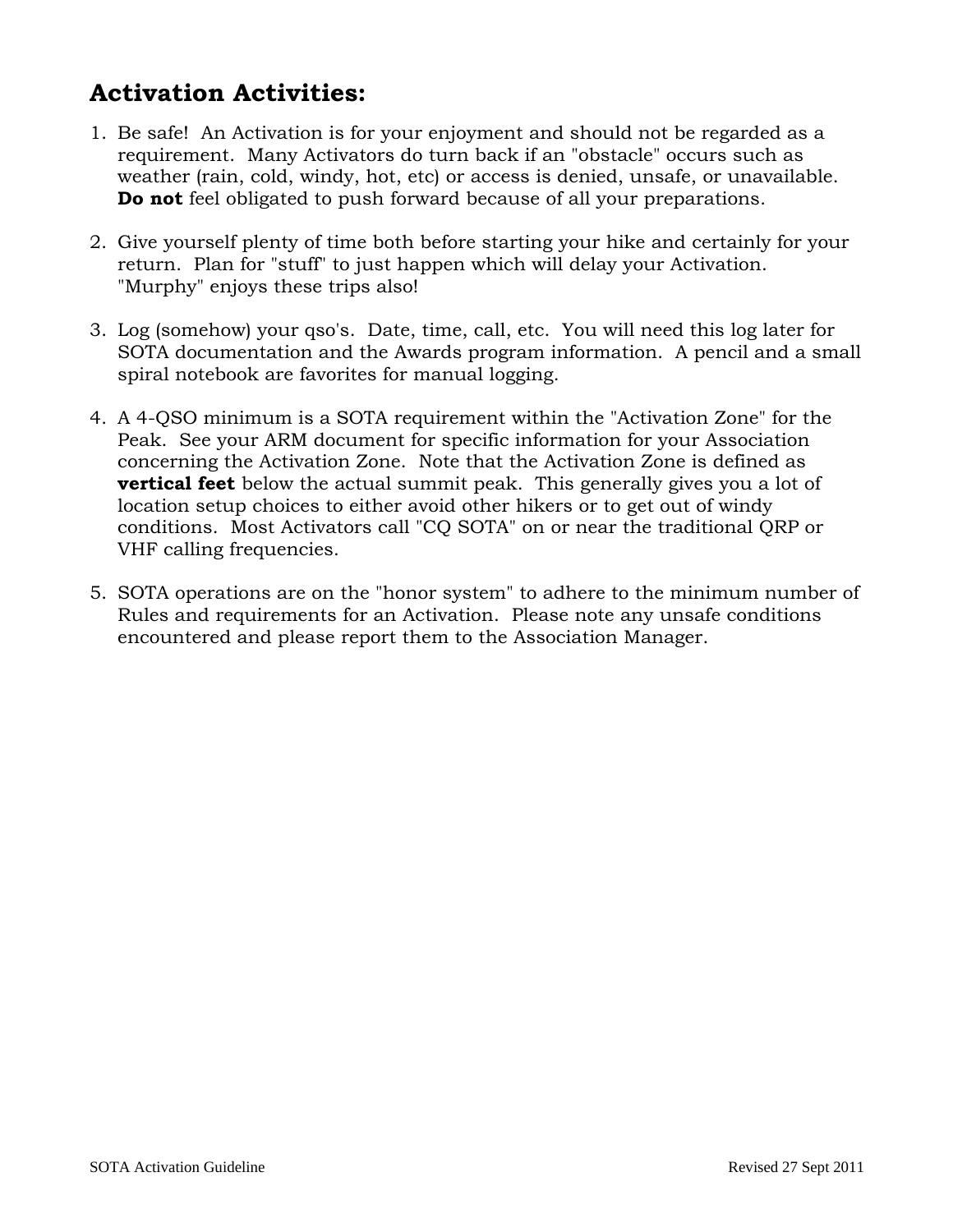## **Activation Activities:**

1. Be safe! An Activation is for your enjoyment and should not be regarded as a requirement. Many Activators do turn back if an "obstacle" occurs such as weather (rain, cold, windy, hot, etc) or access is denied, unsafe, or unavailable. **Do not** feel obligated to push forward because of all your preparations.

2. Give yourself plenty of time both before starting your hike and certainly for your return. Plan for "stuff" to just happen which will delay your Activation. "Murphy" enjoys these trips also!

3. Log (somehow) your qso's. Date, time, call, etc. You will need this log later for SOTA documentation and the Awards program information. A pencil and a small spiral notebook are favorites for manual logging.

4. A 4-QSO minimum is a SOTA requirement within the "Activation Zone" for the Peak. See your ARM document for specific information for your Association concerning the Activation Zone. Note that the Activation Zone is defined as **vertical feet** below the actual summit peak. This generally gives you a lot of location setup choices to either avoid other hikers or to get out of windy conditions. Most Activators call "CQ SOTA" on or near the traditional QRP or VHF calling frequencies.

5. SOTA operations are on the "honor system" to adhere to the minimum number of Rules and requirements for an Activation. Please note any unsafe conditions encountered and please report them to the Association Manager.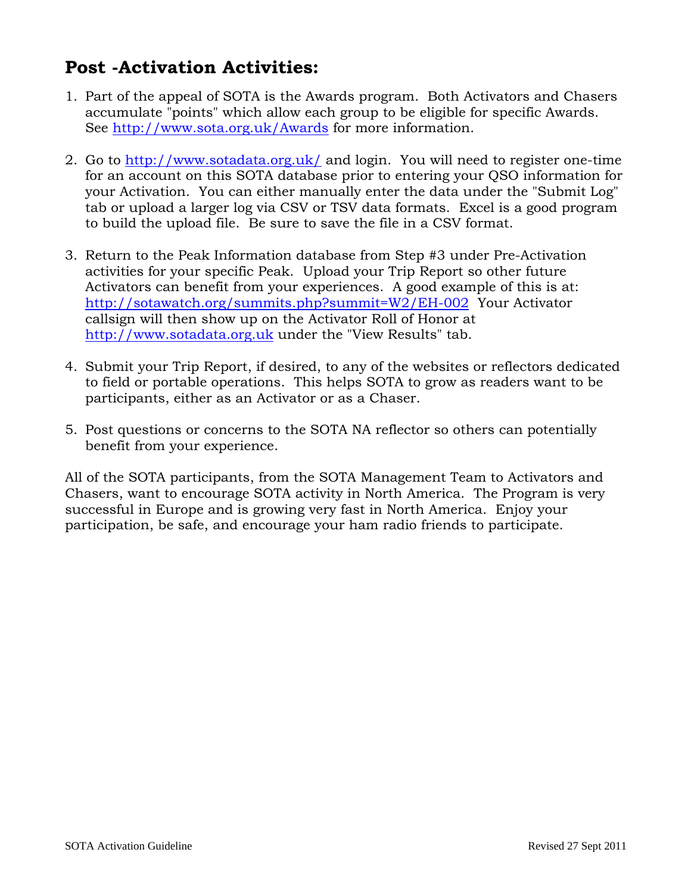## Post -Activation Activities:

1. Part of the appeal of SOTA is the Awards program. Both Activators and Chasers accumulate "points" which allow each group to be eligible for specific Awards. See http://www.sota.org.uk/Awards for more information.

2. Go to http://www.sotadata.org.uk/ and login. You will need to register one-time for an account on this SOTA database prior to entering your QSO information for your Activation. You can either manually enter the data under the "Submit Log" tab or upload a larger log via CSV or TSV data formats. Excel is a good program to build the upload file. Be sure to save the file in a CSV format.

3. Return to the Peak Information database from Step #3 under Pre-Activation activities for your specific Peak. Upload your Trip Report so other future Activators can benefit from your experiences. A good example of this is at: http://sotawatch.org/summits.php?summit=W2/EH-002 Your Activator callsign will then show up on the Activator Roll of Honor at http://www.sotadata.org.uk under the "View Results" tab.

4. Submit your Trip Report, if desired, to any of the websites or reflectors dedicated to field or portable operations. This helps SOTA to grow as readers want to be participants, either as an Activator or as a Chaser.

5. Post questions or concerns to the SOTA NA reflector so others can potentially benefit from your experience.

All of the SOTA participants, from the SOTA Management Team to Activators and Chasers, want to encourage SOTA activity in North America. The Program is very successful in Europe and is growing very fast in North America. Enjoy your participation, be safe, and encourage your ham radio friends to participate.